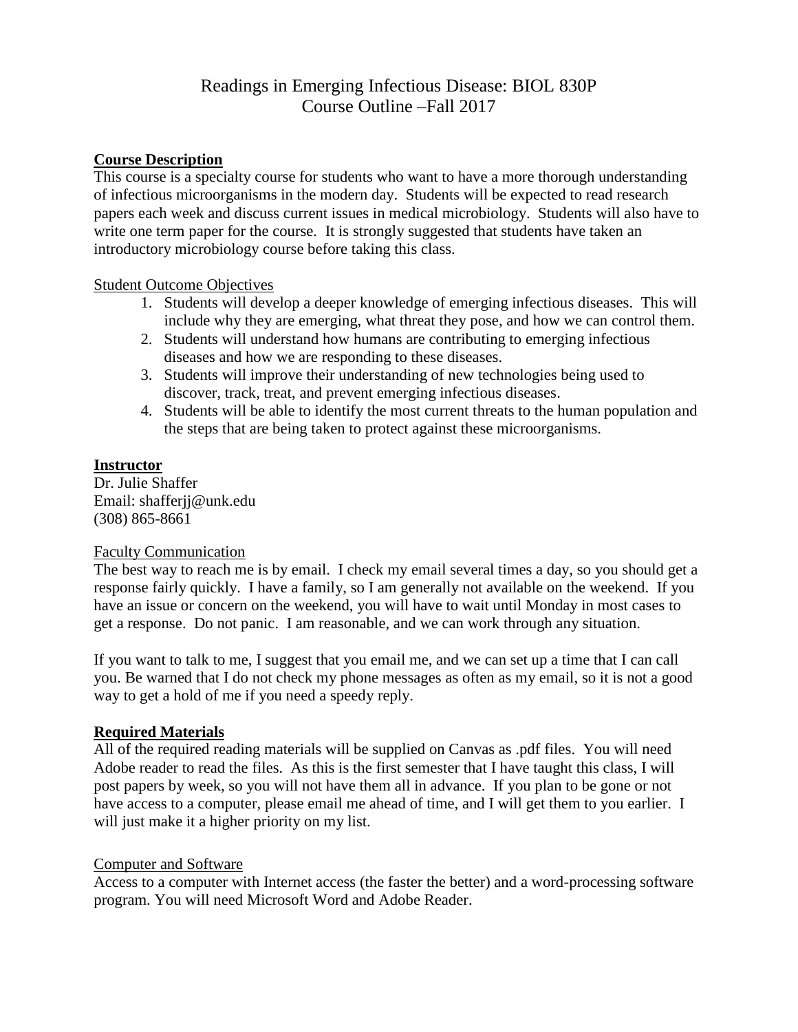# Readings in Emerging Infectious Disease: BIOL 830P
## Course Outline –Fall 2017

## Course Description

This course is a specialty course for students who want to have a more thorough understanding of infectious microorganisms in the modern day. Students will be expected to read research papers each week and discuss current issues in medical microbiology. Students will also have to write one term paper for the course. It is strongly suggested that students have taken an introductory microbiology course before taking this class.

### Student Outcome Objectives

1. Students will develop a deeper knowledge of emerging infectious diseases. This will include why they are emerging, what threat they pose, and how we can control them.
2. Students will understand how humans are contributing to emerging infectious diseases and how we are responding to these diseases.
3. Students will improve their understanding of new technologies being used to discover, track, treat, and prevent emerging infectious diseases.
4. Students will be able to identify the most current threats to the human population and the steps that are being taken to protect against these microorganisms.

## Instructor

Dr. Julie Shaffer
Email: shafferjj@unk.edu
(308) 865-8661

### Faculty Communication

The best way to reach me is by email. I check my email several times a day, so you should get a response fairly quickly. I have a family, so I am generally not available on the weekend. If you have an issue or concern on the weekend, you will have to wait until Monday in most cases to get a response. Do not panic. I am reasonable, and we can work through any situation.

If you want to talk to me, I suggest that you email me, and we can set up a time that I can call you. Be warned that I do not check my phone messages as often as my email, so it is not a good way to get a hold of me if you need a speedy reply.

## Required Materials

All of the required reading materials will be supplied on Canvas as .pdf files. You will need Adobe reader to read the files. As this is the first semester that I have taught this class, I will post papers by week, so you will not have them all in advance. If you plan to be gone or not have access to a computer, please email me ahead of time, and I will get them to you earlier. I will just make it a higher priority on my list.

### Computer and Software

Access to a computer with Internet access (the faster the better) and a word-processing software program. You will need Microsoft Word and Adobe Reader.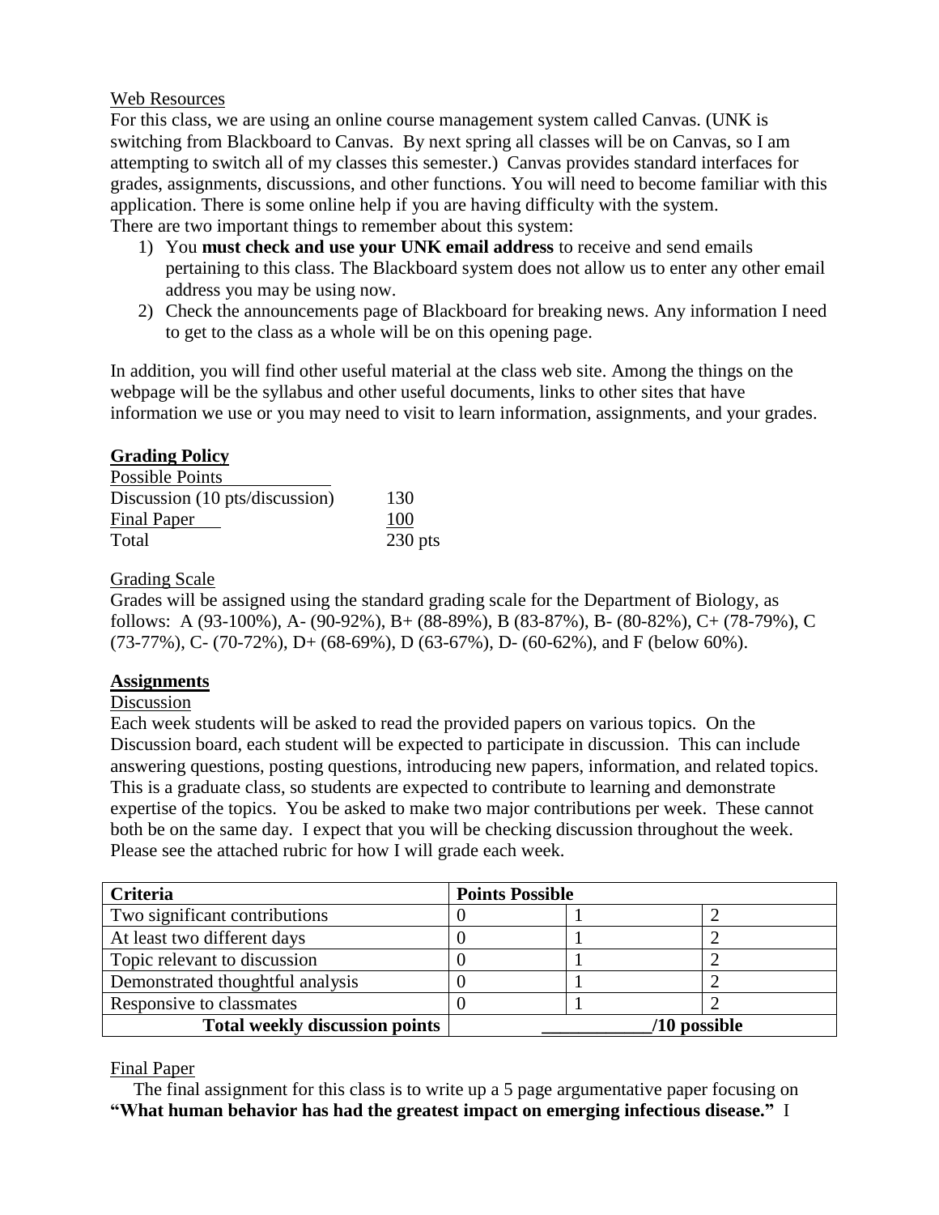Web Resources

For this class, we are using an online course management system called Canvas. (UNK is switching from Blackboard to Canvas. By next spring all classes will be on Canvas, so I am attempting to switch all of my classes this semester.) Canvas provides standard interfaces for grades, assignments, discussions, and other functions. You will need to become familiar with this application. There is some online help if you are having difficulty with the system.
There are two important things to remember about this system:

1) You **must check and use your UNK email address** to receive and send emails pertaining to this class. The Blackboard system does not allow us to enter any other email address you may be using now.
2) Check the announcements page of Blackboard for breaking news. Any information I need to get to the class as a whole will be on this opening page.

In addition, you will find other useful material at the class web site. Among the things on the webpage will be the syllabus and other useful documents, links to other sites that have information we use or you may need to visit to learn information, assignments, and your grades.

## Grading Policy

| Possible Points | |
|---|---|
| Discussion (10 pts/discussion) | 130 |
| Final Paper | 100 |
| Total | 230 pts |

Grading Scale

Grades will be assigned using the standard grading scale for the Department of Biology, as follows: A (93-100%), A- (90-92%), B+ (88-89%), B (83-87%), B- (80-82%), C+ (78-79%), C (73-77%), C- (70-72%), D+ (68-69%), D (63-67%), D- (60-62%), and F (below 60%).

## Assignments

Discussion

Each week students will be asked to read the provided papers on various topics. On the Discussion board, each student will be expected to participate in discussion. This can include answering questions, posting questions, introducing new papers, information, and related topics. This is a graduate class, so students are expected to contribute to learning and demonstrate expertise of the topics. You be asked to make two major contributions per week. These cannot both be on the same day. I expect that you will be checking discussion throughout the week. Please see the attached rubric for how I will grade each week.

| Criteria | Points Possible | | |
|---|---|---|---|
| Two significant contributions | 0 | 1 | 2 |
| At least two different days | 0 | 1 | 2 |
| Topic relevant to discussion | 0 | 1 | 2 |
| Demonstrated thoughtful analysis | 0 | 1 | 2 |
| Responsive to classmates | 0 | 1 | 2 |
| **Total weekly discussion points** | **____________/10 possible** | | |

Final Paper

The final assignment for this class is to write up a 5 page argumentative paper focusing on **"What human behavior has had the greatest impact on emerging infectious disease."** I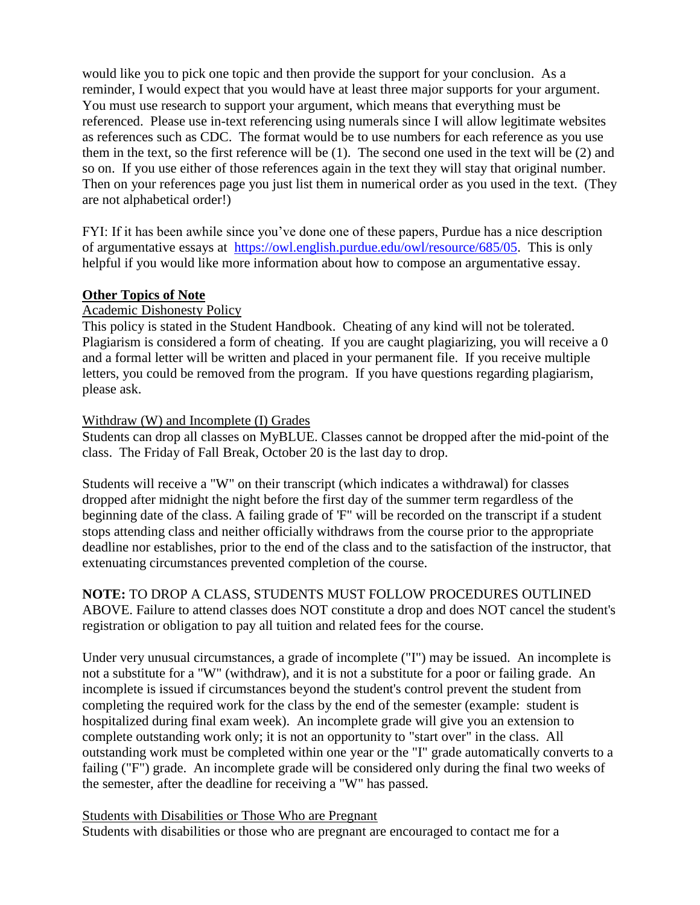would like you to pick one topic and then provide the support for your conclusion. As a reminder, I would expect that you would have at least three major supports for your argument. You must use research to support your argument, which means that everything must be referenced. Please use in-text referencing using numerals since I will allow legitimate websites as references such as CDC. The format would be to use numbers for each reference as you use them in the text, so the first reference will be (1). The second one used in the text will be (2) and so on. If you use either of those references again in the text they will stay that original number. Then on your references page you just list them in numerical order as you used in the text. (They are not alphabetical order!)

FYI: If it has been awhile since you've done one of these papers, Purdue has a nice description of argumentative essays at https://owl.english.purdue.edu/owl/resource/685/05. This is only helpful if you would like more information about how to compose an argumentative essay.

**Other Topics of Note**

Academic Dishonesty Policy

This policy is stated in the Student Handbook. Cheating of any kind will not be tolerated. Plagiarism is considered a form of cheating. If you are caught plagiarizing, you will receive a 0 and a formal letter will be written and placed in your permanent file. If you receive multiple letters, you could be removed from the program. If you have questions regarding plagiarism, please ask.

Withdraw (W) and Incomplete (I) Grades

Students can drop all classes on MyBLUE. Classes cannot be dropped after the mid-point of the class. The Friday of Fall Break, October 20 is the last day to drop.

Students will receive a "W" on their transcript (which indicates a withdrawal) for classes dropped after midnight the night before the first day of the summer term regardless of the beginning date of the class. A failing grade of 'F" will be recorded on the transcript if a student stops attending class and neither officially withdraws from the course prior to the appropriate deadline nor establishes, prior to the end of the class and to the satisfaction of the instructor, that extenuating circumstances prevented completion of the course.

**NOTE:** TO DROP A CLASS, STUDENTS MUST FOLLOW PROCEDURES OUTLINED ABOVE. Failure to attend classes does NOT constitute a drop and does NOT cancel the student's registration or obligation to pay all tuition and related fees for the course.

Under very unusual circumstances, a grade of incomplete ("I") may be issued. An incomplete is not a substitute for a "W" (withdraw), and it is not a substitute for a poor or failing grade. An incomplete is issued if circumstances beyond the student's control prevent the student from completing the required work for the class by the end of the semester (example: student is hospitalized during final exam week). An incomplete grade will give you an extension to complete outstanding work only; it is not an opportunity to "start over" in the class. All outstanding work must be completed within one year or the "I" grade automatically converts to a failing ("F") grade. An incomplete grade will be considered only during the final two weeks of the semester, after the deadline for receiving a "W" has passed.

Students with Disabilities or Those Who are Pregnant

Students with disabilities or those who are pregnant are encouraged to contact me for a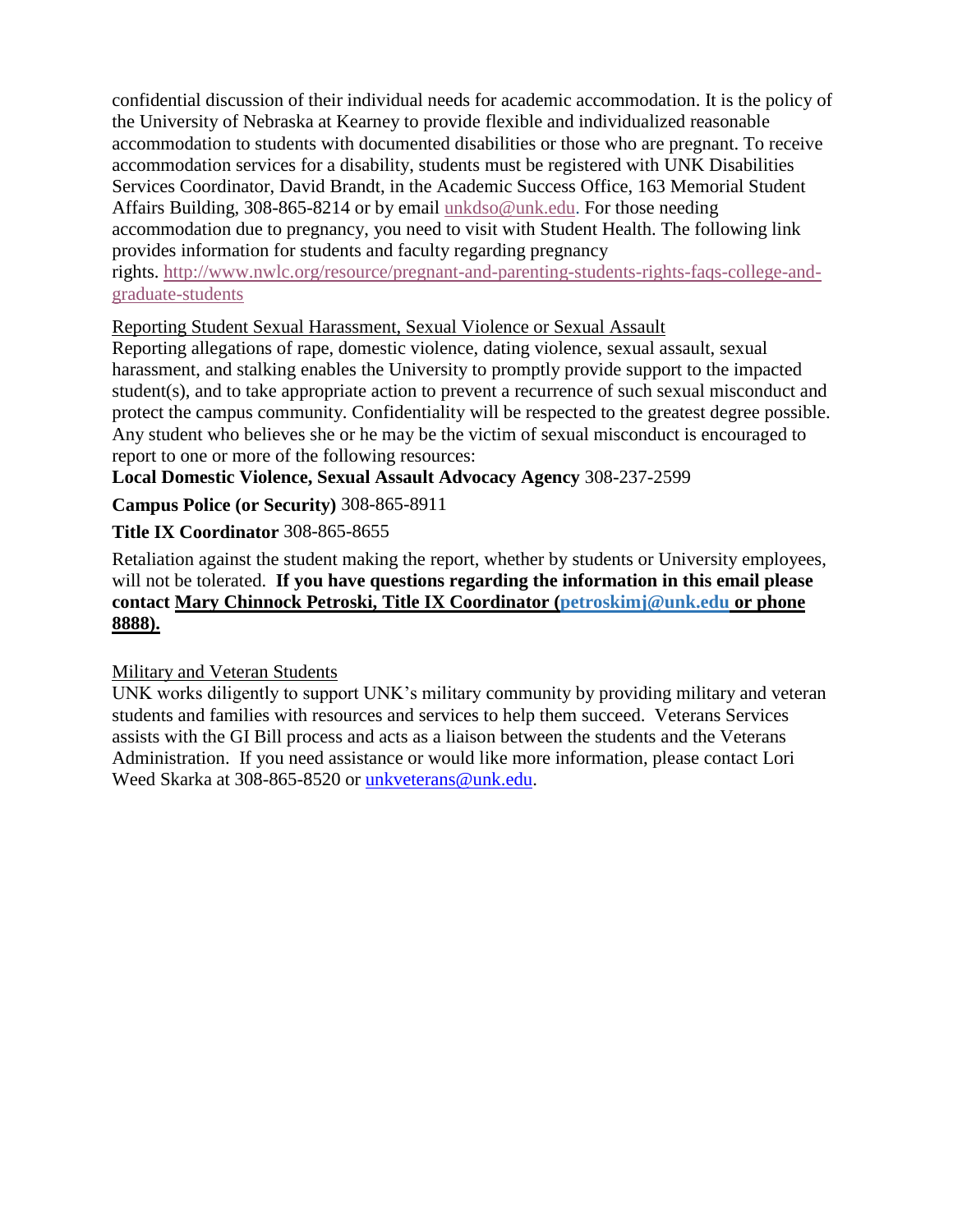confidential discussion of their individual needs for academic accommodation. It is the policy of the University of Nebraska at Kearney to provide flexible and individualized reasonable accommodation to students with documented disabilities or those who are pregnant. To receive accommodation services for a disability, students must be registered with UNK Disabilities Services Coordinator, David Brandt, in the Academic Success Office, 163 Memorial Student Affairs Building, 308-865-8214 or by email unkdso@unk.edu. For those needing accommodation due to pregnancy, you need to visit with Student Health. The following link provides information for students and faculty regarding pregnancy rights. http://www.nwlc.org/resource/pregnant-and-parenting-students-rights-faqs-college-and-graduate-students

Reporting Student Sexual Harassment, Sexual Violence or Sexual Assault

Reporting allegations of rape, domestic violence, dating violence, sexual assault, sexual harassment, and stalking enables the University to promptly provide support to the impacted student(s), and to take appropriate action to prevent a recurrence of such sexual misconduct and protect the campus community. Confidentiality will be respected to the greatest degree possible. Any student who believes she or he may be the victim of sexual misconduct is encouraged to report to one or more of the following resources:

**Local Domestic Violence, Sexual Assault Advocacy Agency** 308-237-2599

**Campus Police (or Security)** 308-865-8911

**Title IX Coordinator** 308-865-8655

Retaliation against the student making the report, whether by students or University employees, will not be tolerated. **If you have questions regarding the information in this email please contact Mary Chinnock Petroski, Title IX Coordinator (petroskimj@unk.edu or phone 8888).**

Military and Veteran Students

UNK works diligently to support UNK's military community by providing military and veteran students and families with resources and services to help them succeed. Veterans Services assists with the GI Bill process and acts as a liaison between the students and the Veterans Administration. If you need assistance or would like more information, please contact Lori Weed Skarka at 308-865-8520 or unkveterans@unk.edu.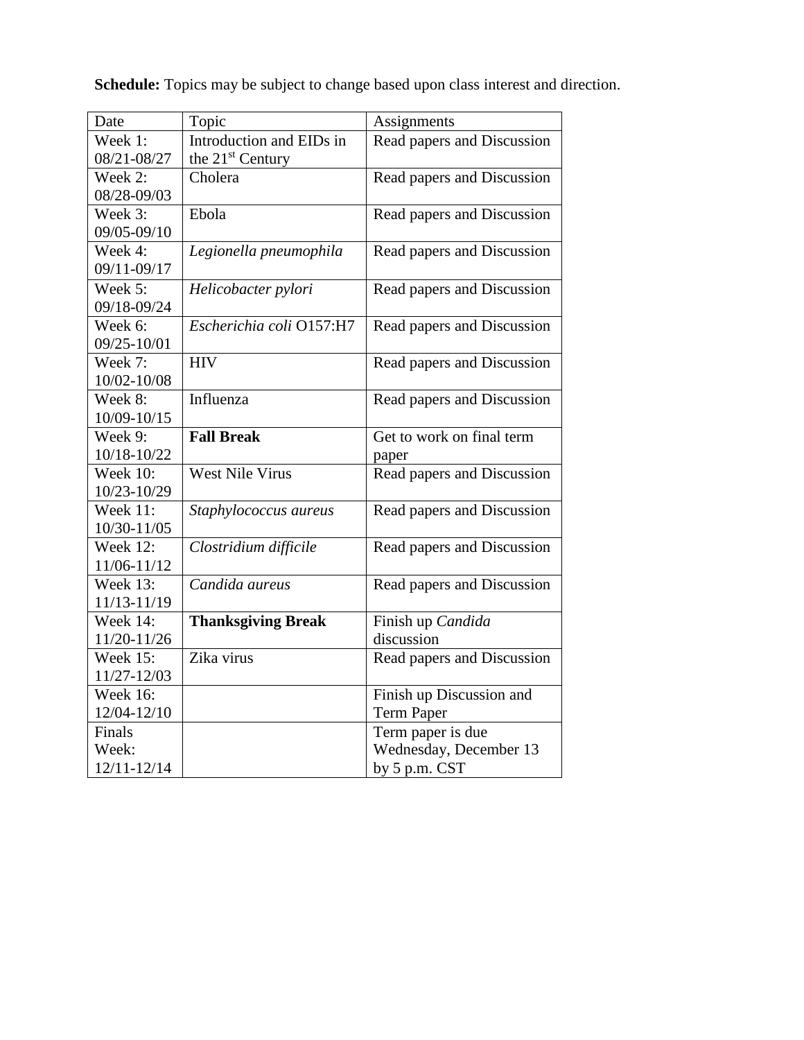**Schedule:** Topics may be subject to change based upon class interest and direction.

| Date | Topic | Assignments |
|---|---|---|
| Week 1: 08/21-08/27 | Introduction and EIDs in the 21st Century | Read papers and Discussion |
| Week 2: 08/28-09/03 | Cholera | Read papers and Discussion |
| Week 3: 09/05-09/10 | Ebola | Read papers and Discussion |
| Week 4: 09/11-09/17 | *Legionella pneumophila* | Read papers and Discussion |
| Week 5: 09/18-09/24 | *Helicobacter pylori* | Read papers and Discussion |
| Week 6: 09/25-10/01 | *Escherichia coli* O157:H7 | Read papers and Discussion |
| Week 7: 10/02-10/08 | HIV | Read papers and Discussion |
| Week 8: 10/09-10/15 | Influenza | Read papers and Discussion |
| Week 9: 10/18-10/22 | **Fall Break** | Get to work on final term paper |
| Week 10: 10/23-10/29 | West Nile Virus | Read papers and Discussion |
| Week 11: 10/30-11/05 | *Staphylococcus aureus* | Read papers and Discussion |
| Week 12: 11/06-11/12 | *Clostridium difficile* | Read papers and Discussion |
| Week 13: 11/13-11/19 | *Candida aureus* | Read papers and Discussion |
| Week 14: 11/20-11/26 | **Thanksgiving Break** | Finish up *Candida* discussion |
| Week 15: 11/27-12/03 | Zika virus | Read papers and Discussion |
| Week 16: 12/04-12/10 | | Finish up Discussion and Term Paper |
| Finals Week: 12/11-12/14 | | Term paper is due Wednesday, December 13 by 5 p.m. CST |